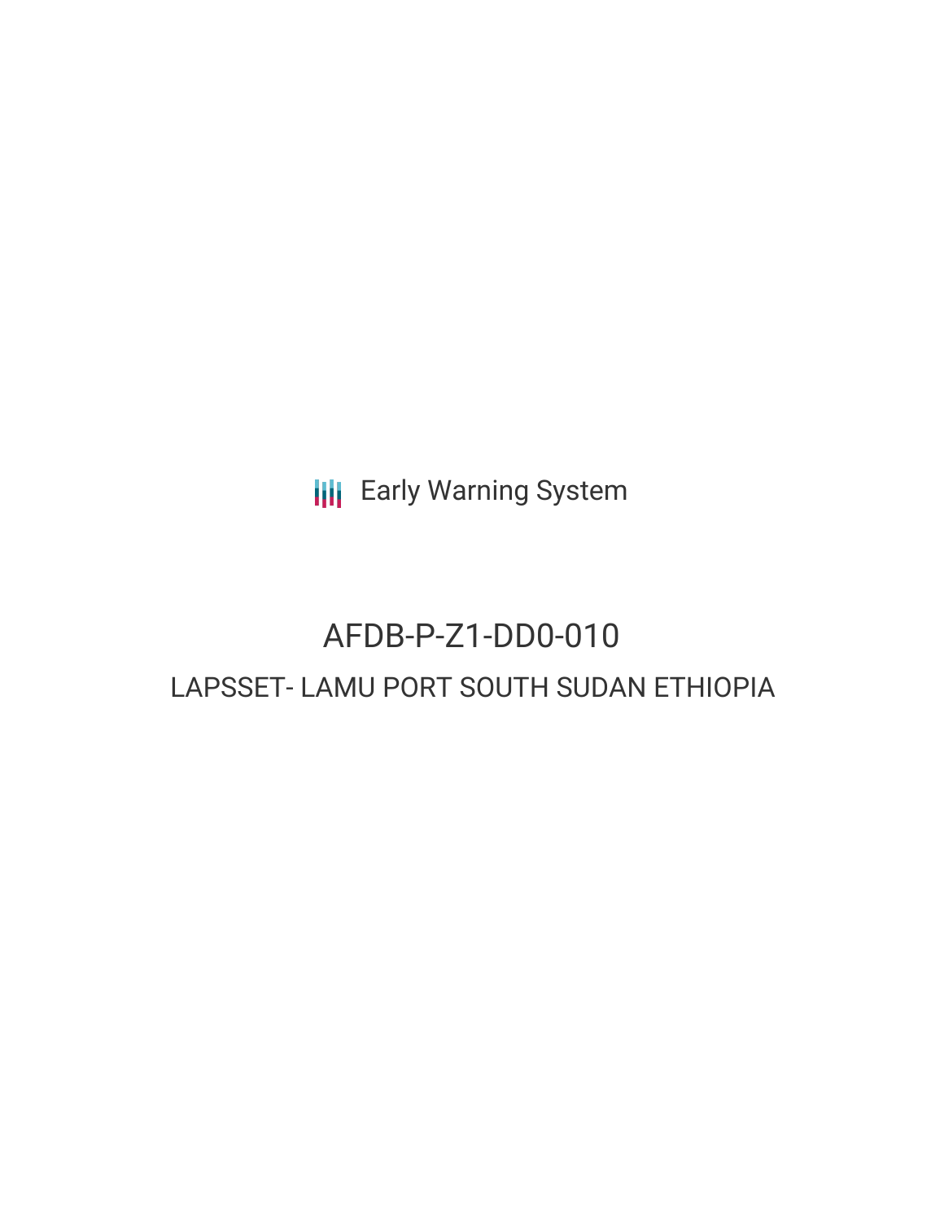Early Warning System

# AFDB-P-Z1-DD0-010

## LAPSSET- LAMU PORT SOUTH SUDAN ETHIOPIA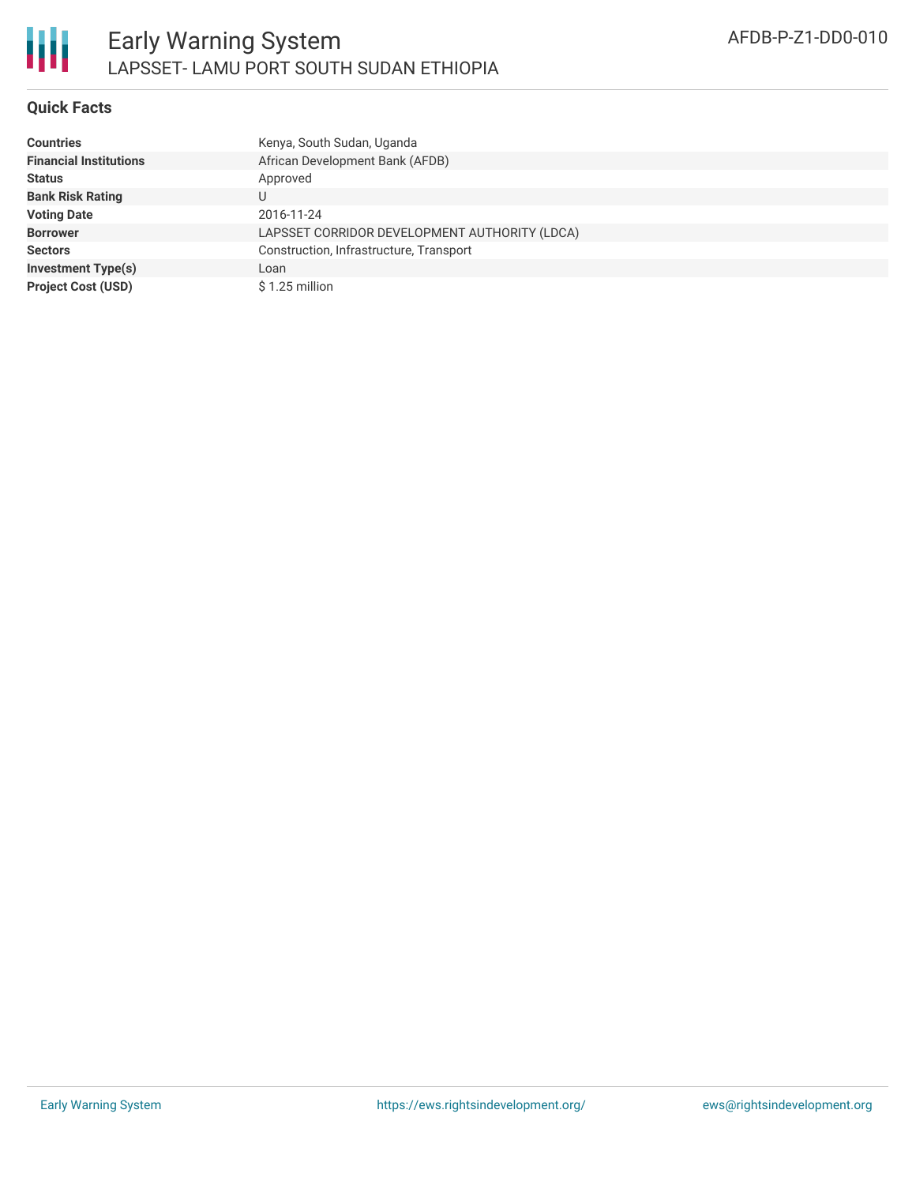# Early Warning System

## LAPSSET- LAMU PORT SOUTH SUDAN ETHIOPIA

AFDB-P-Z1-DD0-010

### Quick Facts

| | |
|---|---|
| **Countries** | Kenya, South Sudan, Uganda |
| **Financial Institutions** | African Development Bank (AFDB) |
| **Status** | Approved |
| **Bank Risk Rating** | U |
| **Voting Date** | 2016-11-24 |
| **Borrower** | LAPSSET CORRIDOR DEVELOPMENT AUTHORITY (LDCA) |
| **Sectors** | Construction, Infrastructure, Transport |
| **Investment Type(s)** | Loan |
| **Project Cost (USD)** | $ 1.25 million |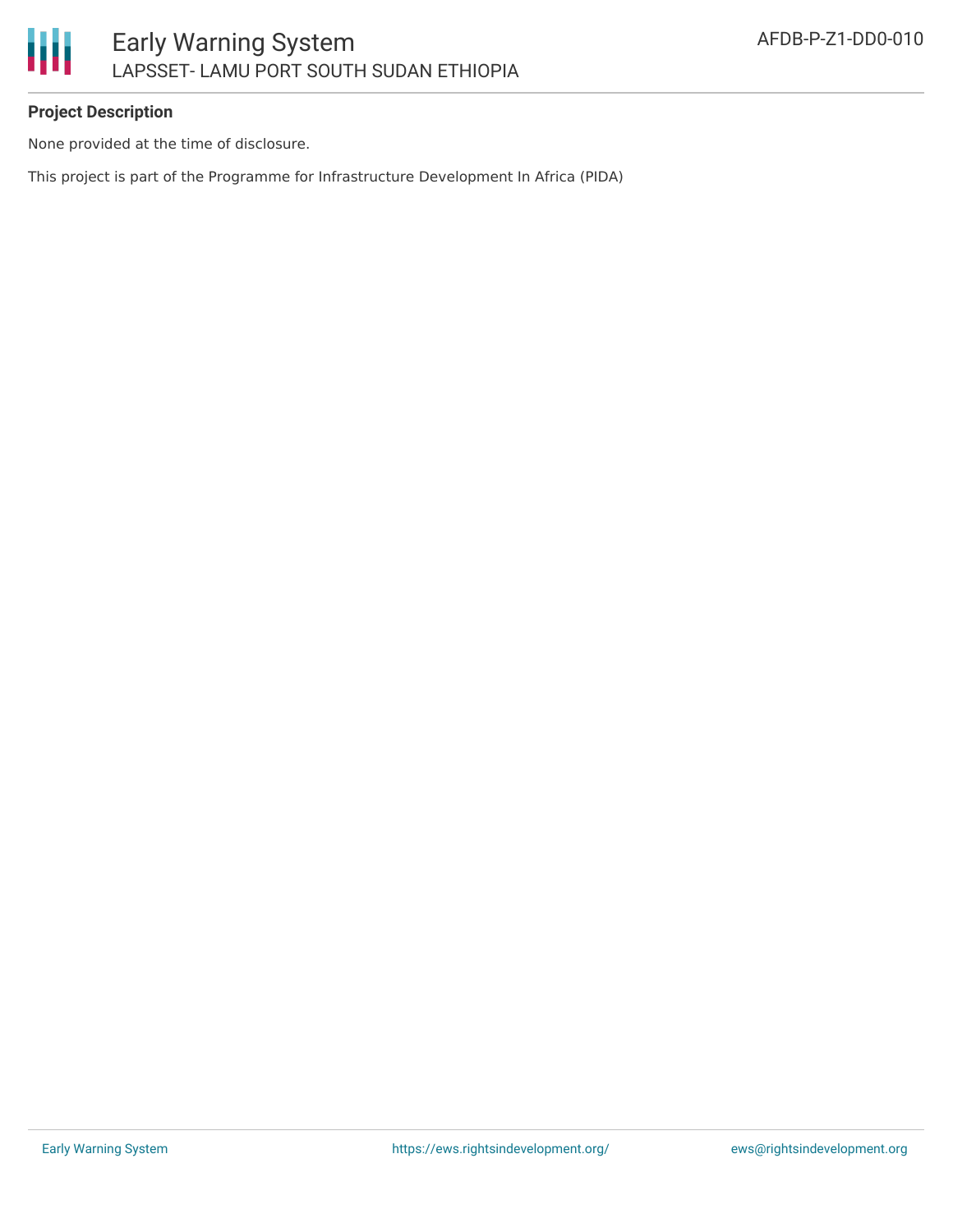**Project Description**

None provided at the time of disclosure.

This project is part of the Programme for Infrastructure Development In Africa (PIDA)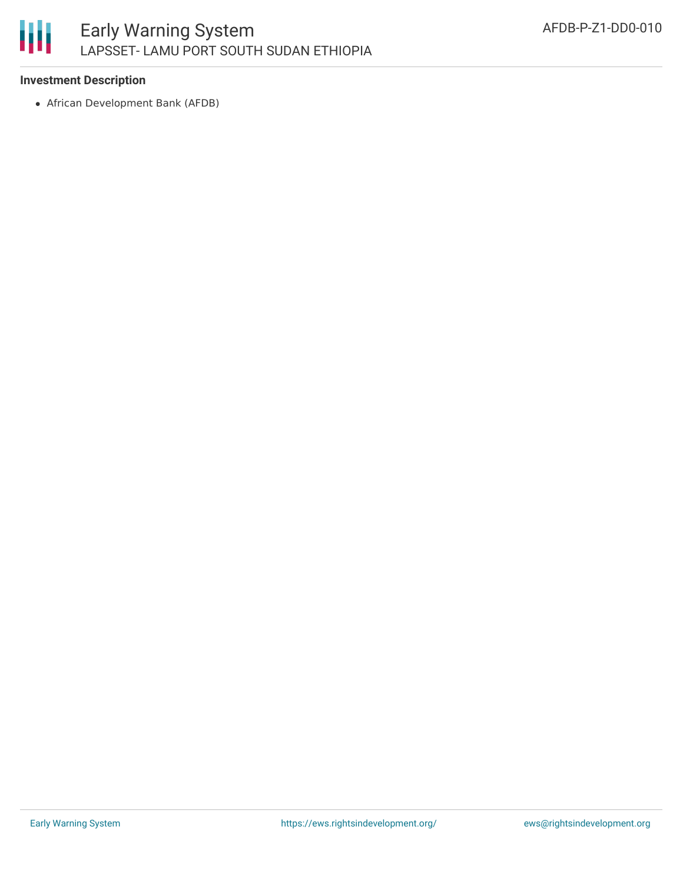**Investment Description**

- African Development Bank (AFDB)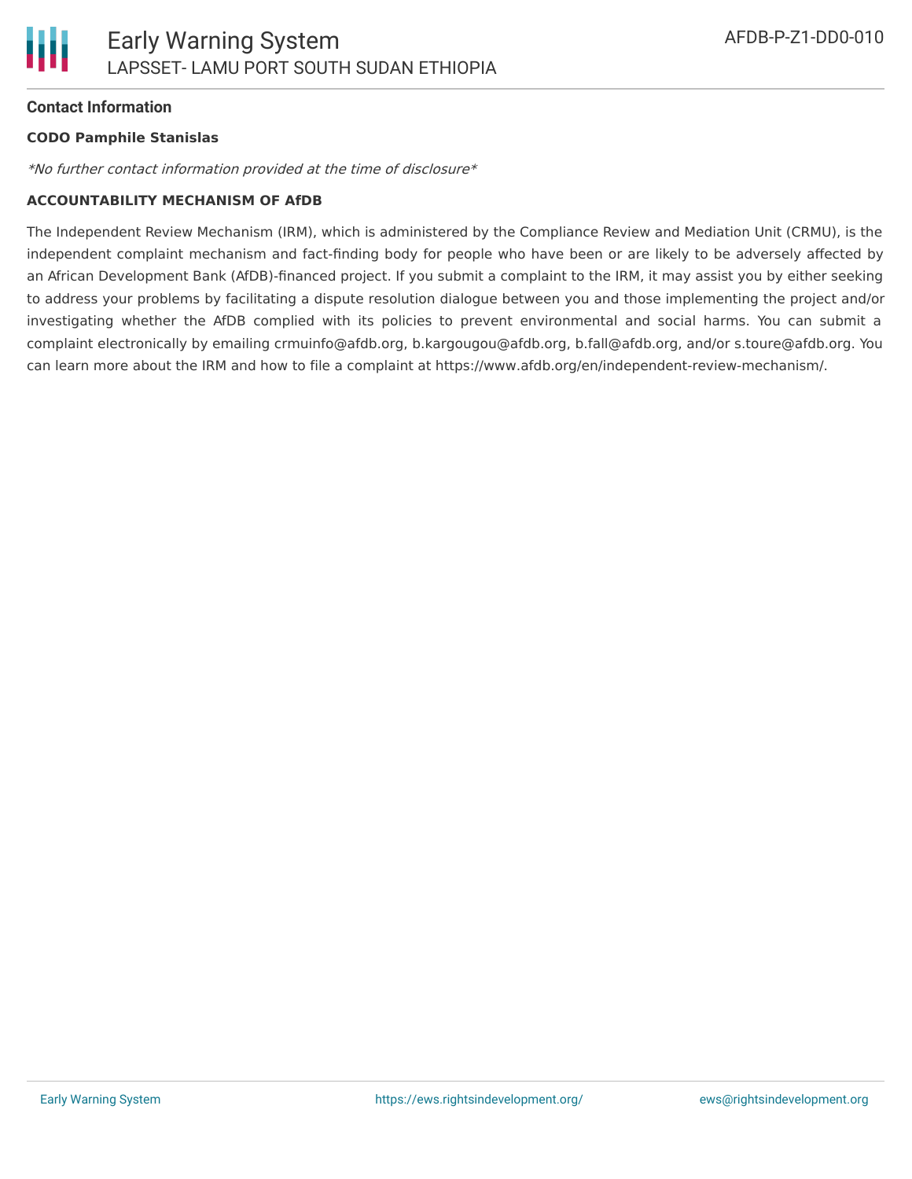## Contact Information

**CODO Pamphile Stanislas**

*\*No further contact information provided at the time of disclosure\**

**ACCOUNTABILITY MECHANISM OF AfDB**

The Independent Review Mechanism (IRM), which is administered by the Compliance Review and Mediation Unit (CRMU), is the independent complaint mechanism and fact-finding body for people who have been or are likely to be adversely affected by an African Development Bank (AfDB)-financed project. If you submit a complaint to the IRM, it may assist you by either seeking to address your problems by facilitating a dispute resolution dialogue between you and those implementing the project and/or investigating whether the AfDB complied with its policies to prevent environmental and social harms. You can submit a complaint electronically by emailing crmuinfo@afdb.org, b.kargougou@afdb.org, b.fall@afdb.org, and/or s.toure@afdb.org. You can learn more about the IRM and how to file a complaint at https://www.afdb.org/en/independent-review-mechanism/.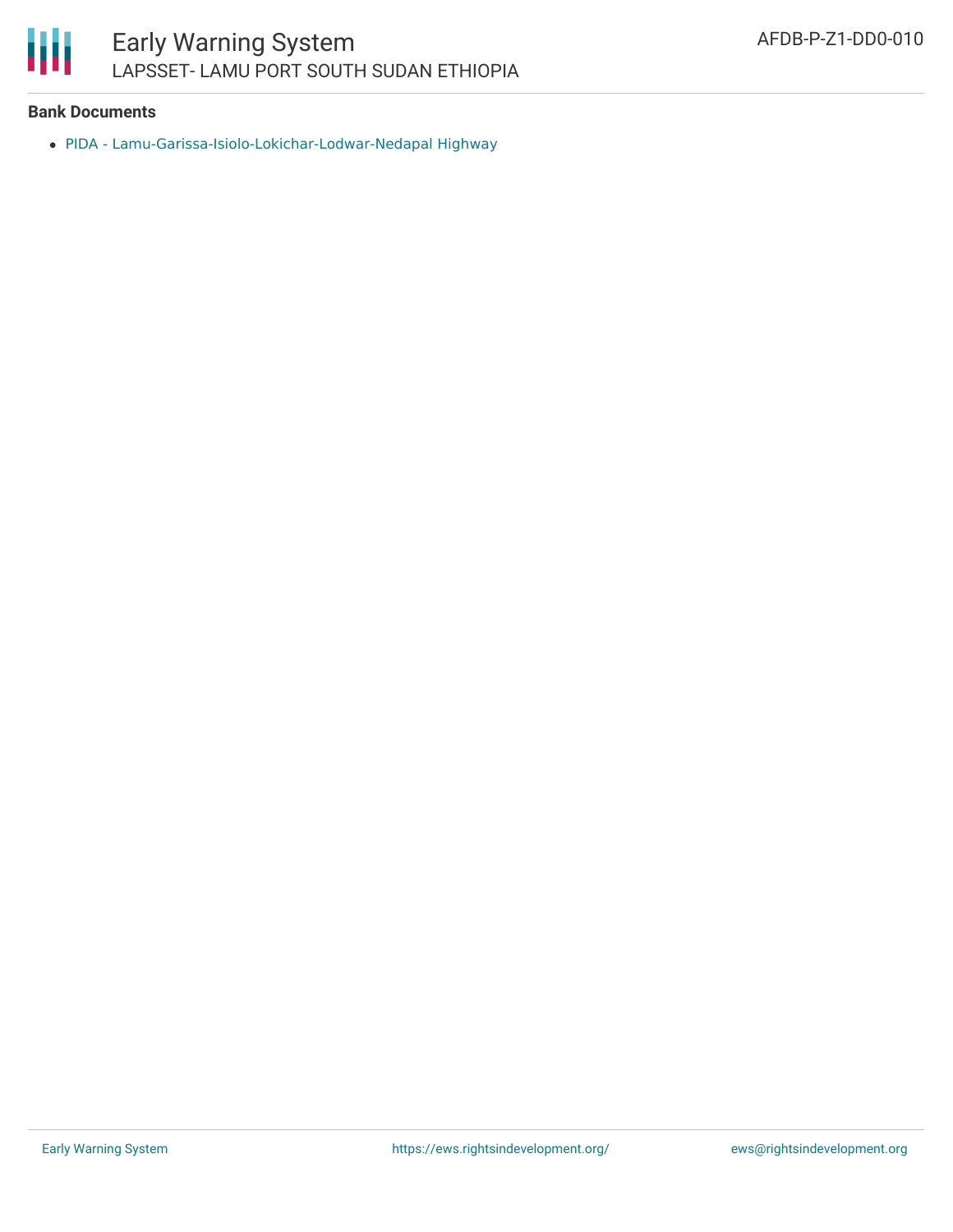**Bank Documents**

- PIDA - Lamu-Garissa-Isiolo-Lokichar-Lodwar-Nedapal Highway